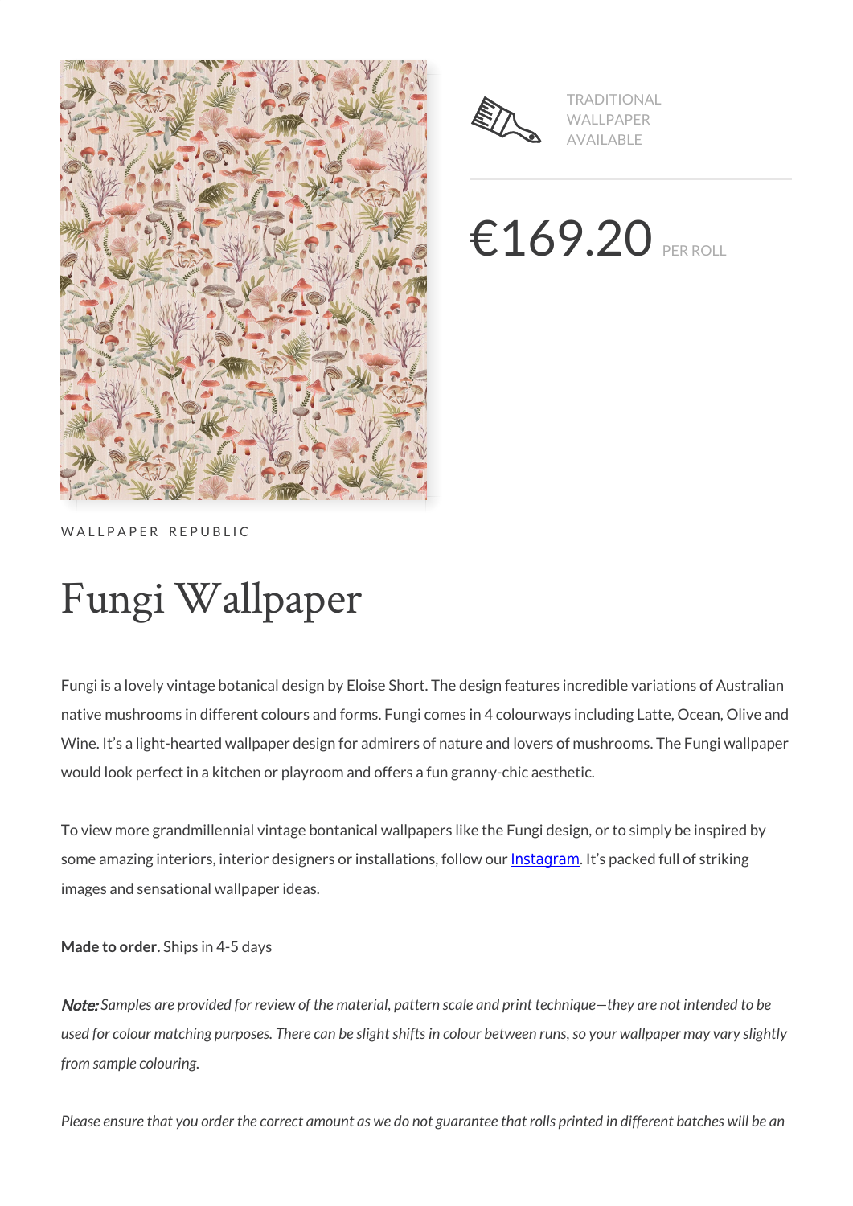TRADITIONAL WALLPAPER AVAILABLE

€169.20 PER ROLL

WALLPAPER REPUBLIC

# Fungi Wallpaper

Fungi is a lovely vintage botanical design by Eloise Short. The design features incredible variations of Australian native mushrooms in different colours and forms. Fungi comes in 4 colourways including Latte, Ocean, Olive and Wine. It's a light-hearted wallpaper design for admirers of nature and lovers of mushrooms. The Fungi wallpaper would look perfect in a kitchen or playroom and offers a fun granny-chic aesthetic.

To view more grandmillennial vintage bontanical wallpapers like the Fungi design, or to simply be inspired by some amazing interiors, interior designers or installations, follow our Instagram. It's packed full of striking images and sensational wallpaper ideas.

**Made to order.** Ships in 4-5 days

***Note:*** *Samples are provided for review of the material, pattern scale and print technique—they are not intended to be used for colour matching purposes. There can be slight shifts in colour between runs, so your wallpaper may vary slightly from sample colouring.*

*Please ensure that you order the correct amount as we do not guarantee that rolls printed in different batches will be an*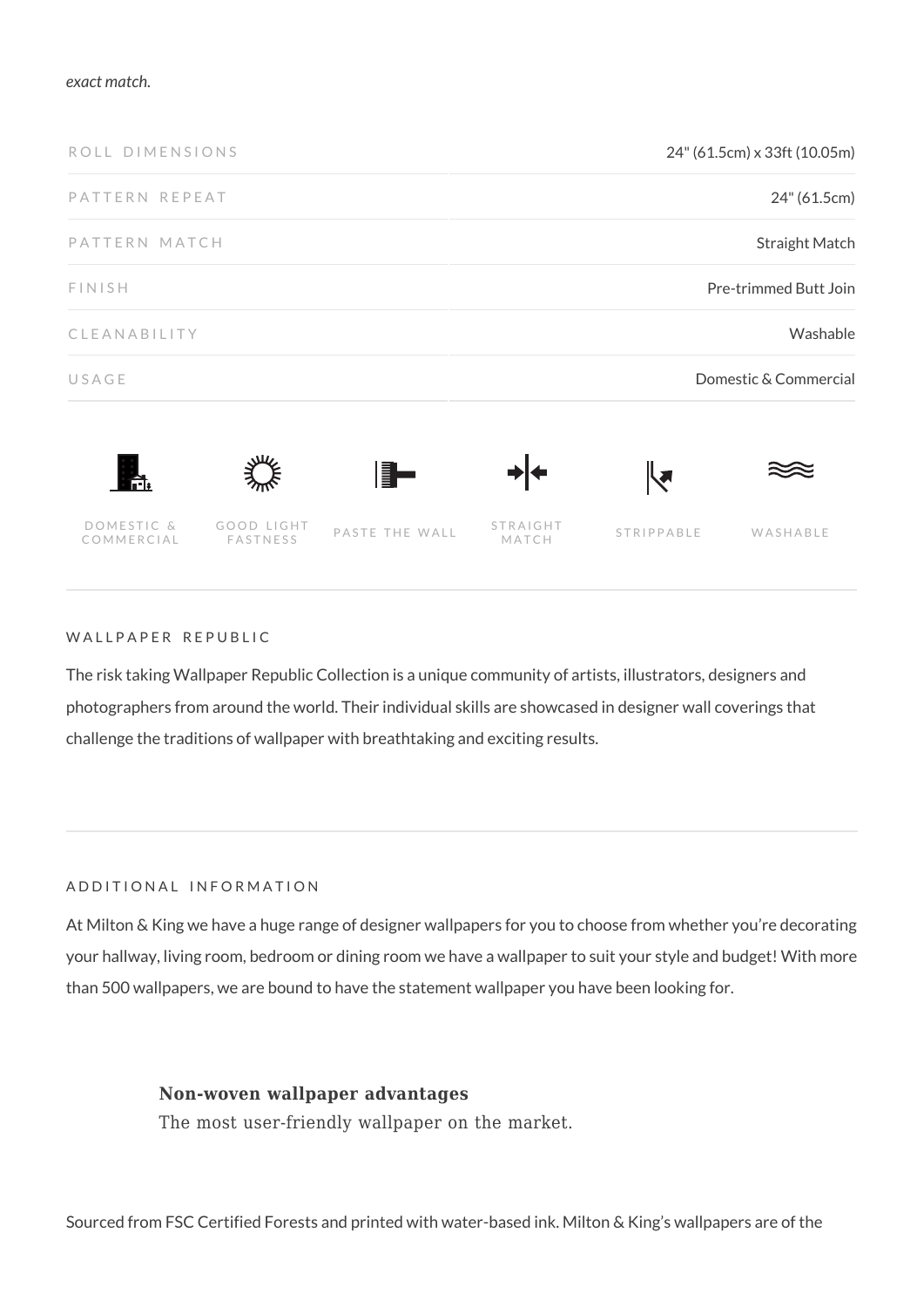*exact match.*

| | |
|---|---|
| ROLL DIMENSIONS | 24" (61.5cm) x 33ft (10.05m) |
| PATTERN REPEAT | 24" (61.5cm) |
| PATTERN MATCH | Straight Match |
| FINISH | Pre-trimmed Butt Join |
| CLEANABILITY | Washable |
| USAGE | Domestic & Commercial |

DOMESTIC & COMMERCIAL

GOOD LIGHT FASTNESS

PASTE THE WALL

STRAIGHT MATCH

STRIPPABLE

WASHABLE

## WALLPAPER REPUBLIC

The risk taking Wallpaper Republic Collection is a unique community of artists, illustrators, designers and photographers from around the world. Their individual skills are showcased in designer wall coverings that challenge the traditions of wallpaper with breathtaking and exciting results.

## ADDITIONAL INFORMATION

At Milton & King we have a huge range of designer wallpapers for you to choose from whether you're decorating your hallway, living room, bedroom or dining room we have a wallpaper to suit your style and budget! With more than 500 wallpapers, we are bound to have the statement wallpaper you have been looking for.

**Non-woven wallpaper advantages**

The most user-friendly wallpaper on the market.

Sourced from FSC Certified Forests and printed with water-based ink. Milton & King's wallpapers are of the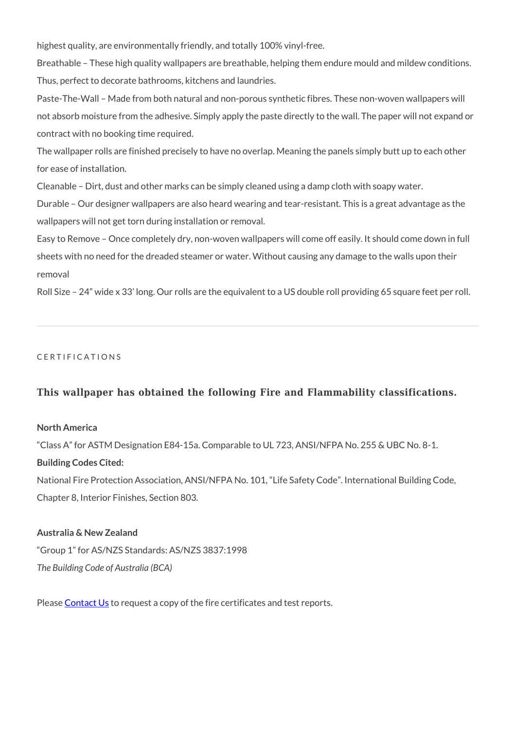highest quality, are environmentally friendly, and totally 100% vinyl-free.

Breathable – These high quality wallpapers are breathable, helping them endure mould and mildew conditions. Thus, perfect to decorate bathrooms, kitchens and laundries.

Paste-The-Wall – Made from both natural and non-porous synthetic fibres. These non-woven wallpapers will not absorb moisture from the adhesive. Simply apply the paste directly to the wall. The paper will not expand or contract with no booking time required.

The wallpaper rolls are finished precisely to have no overlap. Meaning the panels simply butt up to each other for ease of installation.

Cleanable – Dirt, dust and other marks can be simply cleaned using a damp cloth with soapy water.

Durable – Our designer wallpapers are also heard wearing and tear-resistant. This is a great advantage as the wallpapers will not get torn during installation or removal.

Easy to Remove – Once completely dry, non-woven wallpapers will come off easily. It should come down in full sheets with no need for the dreaded steamer or water. Without causing any damage to the walls upon their removal

Roll Size – 24" wide x 33' long. Our rolls are the equivalent to a US double roll providing 65 square feet per roll.

---

CERTIFICATIONS

## This wallpaper has obtained the following Fire and Flammability classifications.

**North America**

"Class A" for ASTM Designation E84-15a. Comparable to UL 723, ANSI/NFPA No. 255 & UBC No. 8-1.

**Building Codes Cited:**

National Fire Protection Association, ANSI/NFPA No. 101, "Life Safety Code". International Building Code, Chapter 8, Interior Finishes, Section 803.

**Australia & New Zealand**

"Group 1" for AS/NZS Standards: AS/NZS 3837:1998

*The Building Code of Australia (BCA)*

Please Contact Us to request a copy of the fire certificates and test reports.